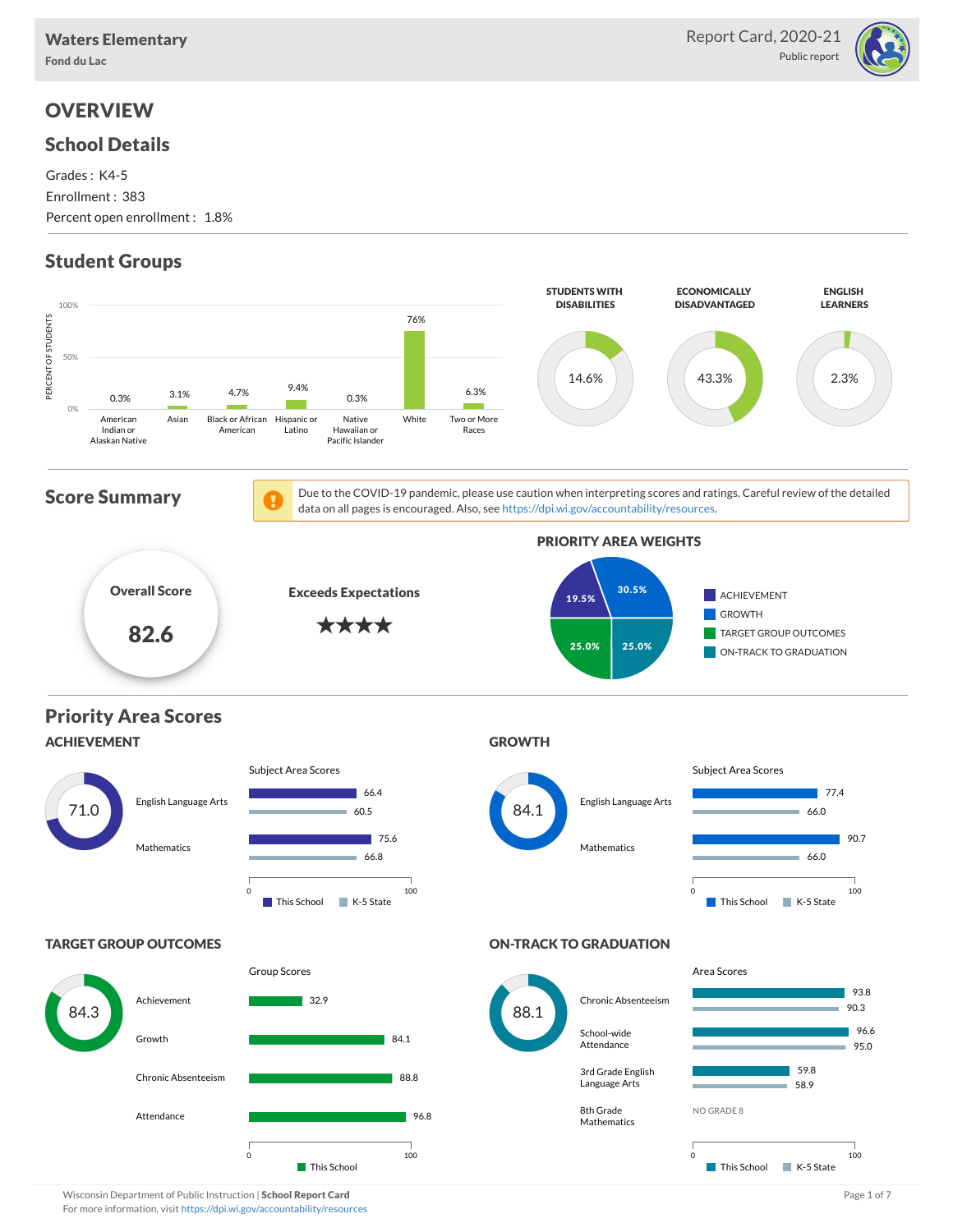# Waters Elementary

Fond du Lac

Report Card, 2020-21

Public report

## OVERVIEW

### School Details

Grades : K4-5

Enrollment : 383

Percent open enrollment : 1.8%

### Student Groups

| Student Group | Percent of Students |
|---|---|
| American Indian or Alaskan Native | 0.3% |
| Asian | 3.1% |
| Black or African American | 4.7% |
| Hispanic or Latino | 9.4% |
| Native Hawaiian or Pacific Islander | 0.3% |
| White | 76% |
| Two or More Races | 6.3% |

| STUDENTS WITH DISABILITIES | ECONOMICALLY DISADVANTAGED | ENGLISH LEARNERS |
|---|---|---|
| 14.6% | 43.3% | 2.3% |

### Score Summary

Due to the COVID-19 pandemic, please use caution when interpreting scores and ratings. Careful review of the detailed data on all pages is encouraged. Also, see https://dpi.wi.gov/accountability/resources.

**Overall Score**

82.6

**Exceeds Expectations**

★★★★

**PRIORITY AREA WEIGHTS**

| Priority Area | Weight |
|---|---|
| ACHIEVEMENT | 19.5% |
| GROWTH | 30.5% |
| TARGET GROUP OUTCOMES | 25.0% |
| ON-TRACK TO GRADUATION | 25.0% |

### Priority Area Scores

#### ACHIEVEMENT

71.0

Subject Area Scores

| Subject | This School | K-5 State |
|---|---|---|
| English Language Arts | 66.4 | 60.5 |
| Mathematics | 75.6 | 66.8 |

#### GROWTH

84.1

Subject Area Scores

| Subject | This School | K-5 State |
|---|---|---|
| English Language Arts | 77.4 | 66.0 |
| Mathematics | 90.7 | 66.0 |

#### TARGET GROUP OUTCOMES

84.3

Group Scores

| Group | This School |
|---|---|
| Achievement | 32.9 |
| Growth | 84.1 |
| Chronic Absenteeism | 88.8 |
| Attendance | 96.8 |

#### ON-TRACK TO GRADUATION

88.1

Area Scores

| Area | This School | K-5 State |
|---|---|---|
| Chronic Absenteeism | 93.8 | 90.3 |
| School-wide Attendance | 96.6 | 95.0 |
| 3rd Grade English Language Arts | 59.8 | 58.9 |
| 8th Grade Mathematics | NO GRADE 8 | |

Wisconsin Department of Public Instruction | **School Report Card**

For more information, visit https://dpi.wi.gov/accountability/resources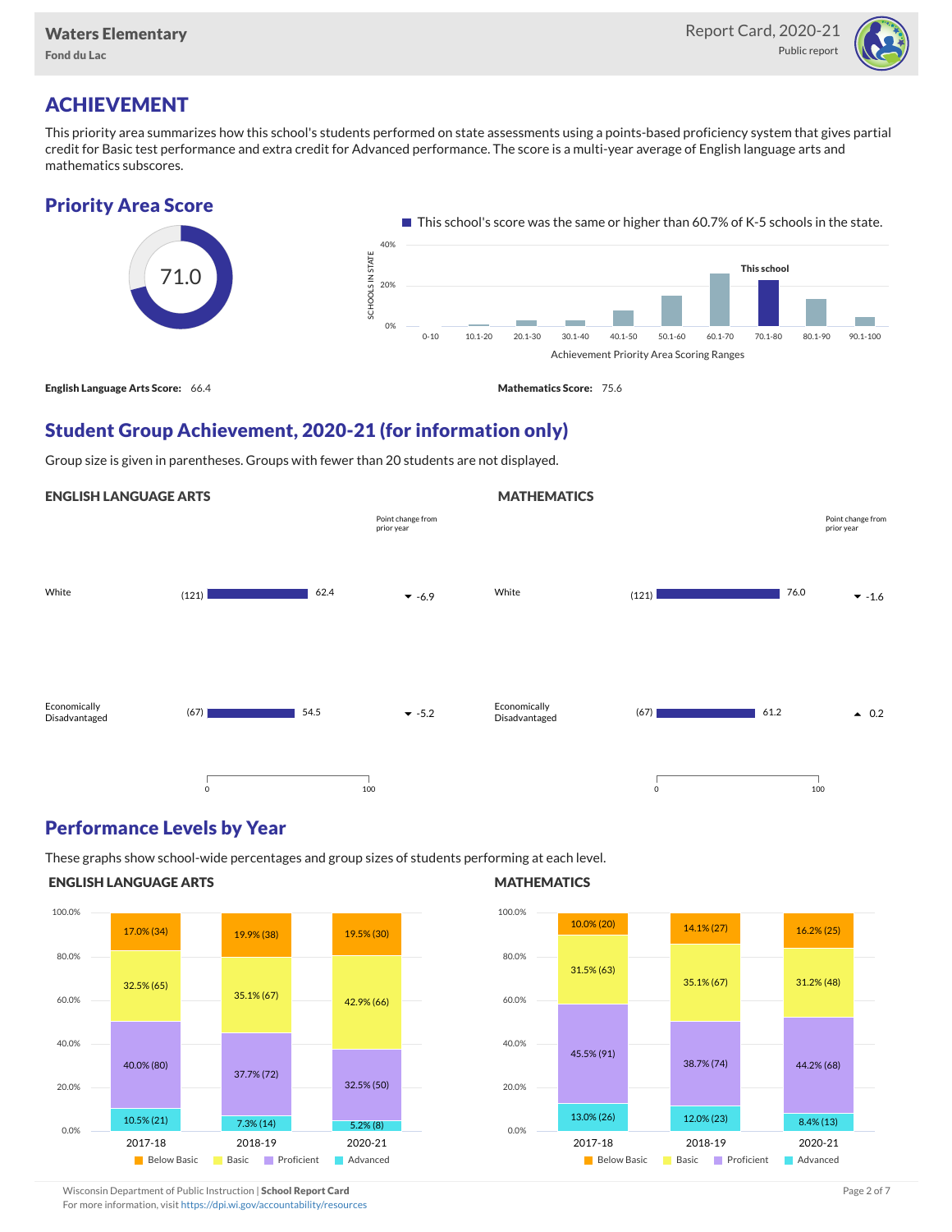# ACHIEVEMENT

This priority area summarizes how this school's students performed on state assessments using a points-based proficiency system that gives partial credit for Basic test performance and extra credit for Advanced performance. The score is a multi-year average of English language arts and mathematics subscores.

## Priority Area Score

71.0

This school's score was the same or higher than 60.7% of K-5 schools in the state.

| Achievement Priority Area Scoring Ranges | 0-10 | 10.1-20 | 20.1-30 | 30.1-40 | 40.1-50 | 50.1-60 | 60.1-70 | 70.1-80 | 80.1-90 | 90.1-100 |
|---|---|---|---|---|---|---|---|---|---|---|
| Schools in state | | | | | | | | This school | | |

**English Language Arts Score:** 66.4

**Mathematics Score:** 75.6

## Student Group Achievement, 2020-21 (for information only)

Group size is given in parentheses. Groups with fewer than 20 students are not displayed.

### ENGLISH LANGUAGE ARTS

| Group | Size | Score | Point change from prior year |
|---|---|---|---|
| White | (121) | 62.4 | ▼ -6.9 |
| Economically Disadvantaged | (67) | 54.5 | ▼ -5.2 |

### MATHEMATICS

| Group | Size | Score | Point change from prior year |
|---|---|---|---|
| White | (121) | 76.0 | ▼ -1.6 |
| Economically Disadvantaged | (67) | 61.2 | ▲ 0.2 |

## Performance Levels by Year

These graphs show school-wide percentages and group sizes of students performing at each level.

### ENGLISH LANGUAGE ARTS

| Level | 2017-18 | 2018-19 | 2020-21 |
|---|---|---|---|
| Below Basic | 17.0% (34) | 19.9% (38) | 19.5% (30) |
| Basic | 32.5% (65) | 35.1% (67) | 42.9% (66) |
| Proficient | 40.0% (80) | 37.7% (72) | 32.5% (50) |
| Advanced | 10.5% (21) | 7.3% (14) | 5.2% (8) |

### MATHEMATICS

| Level | 2017-18 | 2018-19 | 2020-21 |
|---|---|---|---|
| Below Basic | 10.0% (20) | 14.1% (27) | 16.2% (25) |
| Basic | 31.5% (63) | 35.1% (67) | 31.2% (48) |
| Proficient | 45.5% (91) | 38.7% (74) | 44.2% (68) |
| Advanced | 13.0% (26) | 12.0% (23) | 8.4% (13) |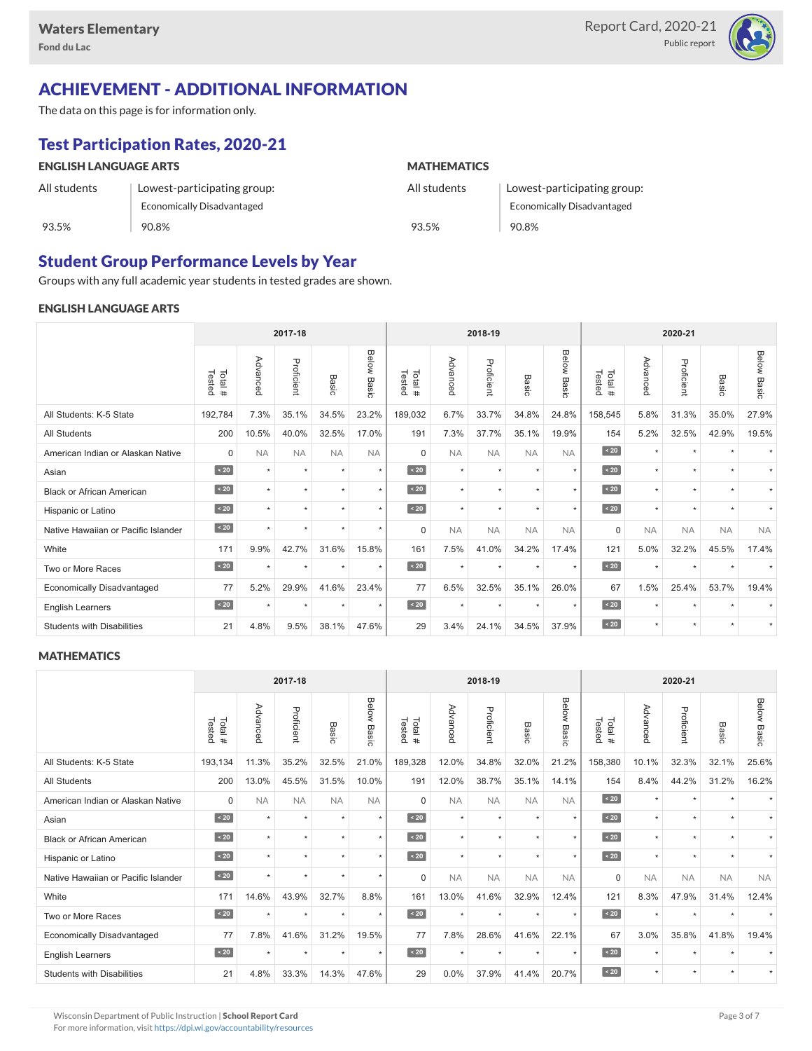# ACHIEVEMENT - ADDITIONAL INFORMATION

The data on this page is for information only.

## Test Participation Rates, 2020-21

### ENGLISH LANGUAGE ARTS

| All students | Lowest-participating group: Economically Disadvantaged |
|---|---|
| 93.5% | 90.8% |

### MATHEMATICS

| All students | Lowest-participating group: Economically Disadvantaged |
|---|---|
| 93.5% | 90.8% |

## Student Group Performance Levels by Year

Groups with any full academic year students in tested grades are shown.

### ENGLISH LANGUAGE ARTS

| | 2017-18 | | | | | 2018-19 | | | | | 2020-21 | | | | |
|---|---|---|---|---|---|---|---|---|---|---|---|---|---|---|---|
| | Total # Tested | Advanced | Proficient | Basic | Below Basic | Total # Tested | Advanced | Proficient | Basic | Below Basic | Total # Tested | Advanced | Proficient | Basic | Below Basic |
| All Students: K-5 State | 192,784 | 7.3% | 35.1% | 34.5% | 23.2% | 189,032 | 6.7% | 33.7% | 34.8% | 24.8% | 158,545 | 5.8% | 31.3% | 35.0% | 27.9% |
| All Students | 200 | 10.5% | 40.0% | 32.5% | 17.0% | 191 | 7.3% | 37.7% | 35.1% | 19.9% | 154 | 5.2% | 32.5% | 42.9% | 19.5% |
| American Indian or Alaskan Native | 0 | NA | NA | NA | NA | 0 | NA | NA | NA | NA | < 20 | * | * | * | * |
| Asian | < 20 | * | * | * | * | < 20 | * | * | * | * | < 20 | * | * | * | * |
| Black or African American | < 20 | * | * | * | * | < 20 | * | * | * | * | < 20 | * | * | * | * |
| Hispanic or Latino | < 20 | * | * | * | * | < 20 | * | * | * | * | < 20 | * | * | * | * |
| Native Hawaiian or Pacific Islander | < 20 | * | * | * | * | 0 | NA | NA | NA | NA | 0 | NA | NA | NA | NA |
| White | 171 | 9.9% | 42.7% | 31.6% | 15.8% | 161 | 7.5% | 41.0% | 34.2% | 17.4% | 121 | 5.0% | 32.2% | 45.5% | 17.4% |
| Two or More Races | < 20 | * | * | * | * | < 20 | * | * | * | * | < 20 | * | * | * | * |
| Economically Disadvantaged | 77 | 5.2% | 29.9% | 41.6% | 23.4% | 77 | 6.5% | 32.5% | 35.1% | 26.0% | 67 | 1.5% | 25.4% | 53.7% | 19.4% |
| English Learners | < 20 | * | * | * | * | < 20 | * | * | * | * | < 20 | * | * | * | * |
| Students with Disabilities | 21 | 4.8% | 9.5% | 38.1% | 47.6% | 29 | 3.4% | 24.1% | 34.5% | 37.9% | < 20 | * | * | * | * |

### MATHEMATICS

| | 2017-18 | | | | | 2018-19 | | | | | 2020-21 | | | | |
|---|---|---|---|---|---|---|---|---|---|---|---|---|---|---|---|
| | Total # Tested | Advanced | Proficient | Basic | Below Basic | Total # Tested | Advanced | Proficient | Basic | Below Basic | Total # Tested | Advanced | Proficient | Basic | Below Basic |
| All Students: K-5 State | 193,134 | 11.3% | 35.2% | 32.5% | 21.0% | 189,328 | 12.0% | 34.8% | 32.0% | 21.2% | 158,380 | 10.1% | 32.3% | 32.1% | 25.6% |
| All Students | 200 | 13.0% | 45.5% | 31.5% | 10.0% | 191 | 12.0% | 38.7% | 35.1% | 14.1% | 154 | 8.4% | 44.2% | 31.2% | 16.2% |
| American Indian or Alaskan Native | 0 | NA | NA | NA | NA | 0 | NA | NA | NA | NA | < 20 | * | * | * | * |
| Asian | < 20 | * | * | * | * | < 20 | * | * | * | * | < 20 | * | * | * | * |
| Black or African American | < 20 | * | * | * | * | < 20 | * | * | * | * | < 20 | * | * | * | * |
| Hispanic or Latino | < 20 | * | * | * | * | < 20 | * | * | * | * | < 20 | * | * | * | * |
| Native Hawaiian or Pacific Islander | < 20 | * | * | * | * | 0 | NA | NA | NA | NA | 0 | NA | NA | NA | NA |
| White | 171 | 14.6% | 43.9% | 32.7% | 8.8% | 161 | 13.0% | 41.6% | 32.9% | 12.4% | 121 | 8.3% | 47.9% | 31.4% | 12.4% |
| Two or More Races | < 20 | * | * | * | * | < 20 | * | * | * | * | < 20 | * | * | * | * |
| Economically Disadvantaged | 77 | 7.8% | 41.6% | 31.2% | 19.5% | 77 | 7.8% | 28.6% | 41.6% | 22.1% | 67 | 3.0% | 35.8% | 41.8% | 19.4% |
| English Learners | < 20 | * | * | * | * | < 20 | * | * | * | * | < 20 | * | * | * | * |
| Students with Disabilities | 21 | 4.8% | 33.3% | 14.3% | 47.6% | 29 | 0.0% | 37.9% | 41.4% | 20.7% | < 20 | * | * | * | * |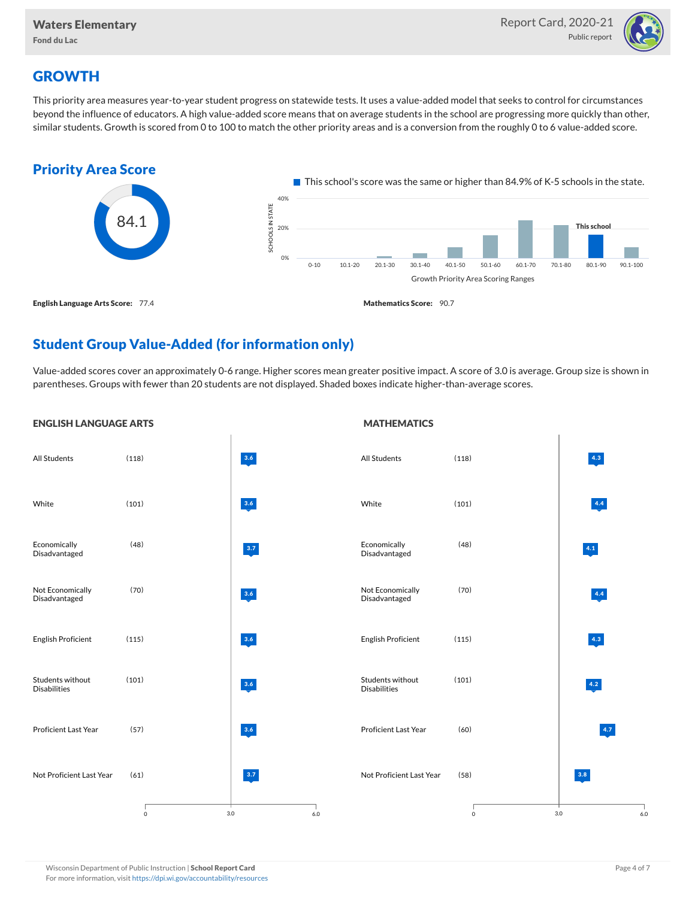## GROWTH

This priority area measures year-to-year student progress on statewide tests. It uses a value-added model that seeks to control for circumstances beyond the influence of educators. A high value-added score means that on average students in the school are progressing more quickly than other, similar students. Growth is scored from 0 to 100 to match the other priority areas and is a conversion from the roughly 0 to 6 value-added score.

### Priority Area Score

84.1

This school's score was the same or higher than 84.9% of K-5 schools in the state.

Growth Priority Area Scoring Ranges: 0-10, 10.1-20, 20.1-30, 30.1-40, 40.1-50, 50.1-60, 60.1-70, 70.1-80, 80.1-90 (This school), 90.1-100

**English Language Arts Score:** 77.4

**Mathematics Score:** 90.7

## Student Group Value-Added (for information only)

Value-added scores cover an approximately 0-6 range. Higher scores mean greater positive impact. A score of 3.0 is average. Group size is shown in parentheses. Groups with fewer than 20 students are not displayed. Shaded boxes indicate higher-than-average scores.

### ENGLISH LANGUAGE ARTS

| Group | Size | Score |
|---|---|---|
| All Students | (118) | 3.6 |
| White | (101) | 3.6 |
| Economically Disadvantaged | (48) | 3.7 |
| Not Economically Disadvantaged | (70) | 3.6 |
| English Proficient | (115) | 3.6 |
| Students without Disabilities | (101) | 3.6 |
| Proficient Last Year | (57) | 3.6 |
| Not Proficient Last Year | (61) | 3.7 |

### MATHEMATICS

| Group | Size | Score |
|---|---|---|
| All Students | (118) | 4.3 |
| White | (101) | 4.4 |
| Economically Disadvantaged | (48) | 4.1 |
| Not Economically Disadvantaged | (70) | 4.4 |
| English Proficient | (115) | 4.3 |
| Students without Disabilities | (101) | 4.2 |
| Proficient Last Year | (60) | 4.7 |
| Not Proficient Last Year | (58) | 3.8 |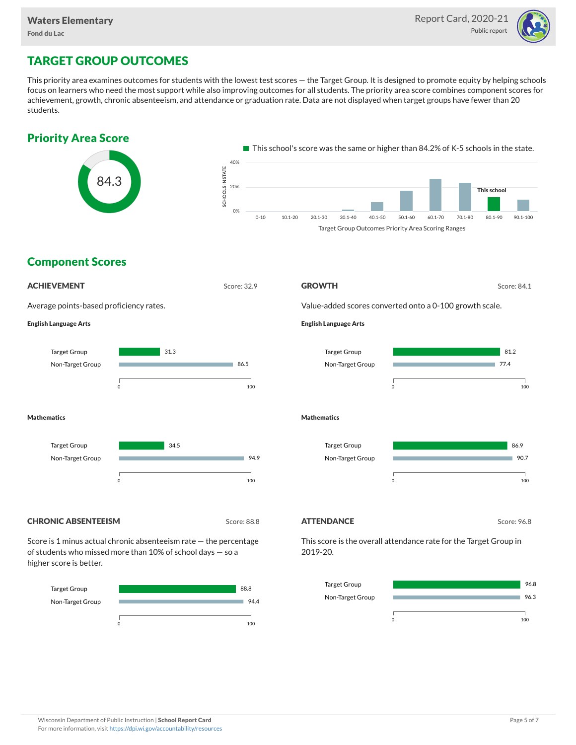Waters Elementary
Fond du Lac

Report Card, 2020-21
Public report

# TARGET GROUP OUTCOMES

This priority area examines outcomes for students with the lowest test scores — the Target Group. It is designed to promote equity by helping schools focus on learners who need the most support while also improving outcomes for all students. The priority area score combines component scores for achievement, growth, chronic absenteeism, and attendance or graduation rate. Data are not displayed when target groups have fewer than 20 students.

## Priority Area Score

84.3

This school's score was the same or higher than 84.2% of K-5 schools in the state.

Target Group Outcomes Priority Area Scoring Ranges (This school: 80.1-90)

## Component Scores

### ACHIEVEMENT

Score: 32.9

Average points-based proficiency rates.

**English Language Arts**

| Group | Score |
|---|---|
| Target Group | 31.3 |
| Non-Target Group | 86.5 |

**Mathematics**

| Group | Score |
|---|---|
| Target Group | 34.5 |
| Non-Target Group | 94.9 |

### GROWTH

Score: 84.1

Value-added scores converted onto a 0-100 growth scale.

**English Language Arts**

| Group | Score |
|---|---|
| Target Group | 81.2 |
| Non-Target Group | 77.4 |

**Mathematics**

| Group | Score |
|---|---|
| Target Group | 86.9 |
| Non-Target Group | 90.7 |

### CHRONIC ABSENTEEISM

Score: 88.8

Score is 1 minus actual chronic absenteeism rate — the percentage of students who missed more than 10% of school days — so a higher score is better.

| Group | Score |
|---|---|
| Target Group | 88.8 |
| Non-Target Group | 94.4 |

### ATTENDANCE

Score: 96.8

This score is the overall attendance rate for the Target Group in 2019-20.

| Group | Score |
|---|---|
| Target Group | 96.8 |
| Non-Target Group | 96.3 |

Wisconsin Department of Public Instruction | **School Report Card**
For more information, visit https://dpi.wi.gov/accountability/resources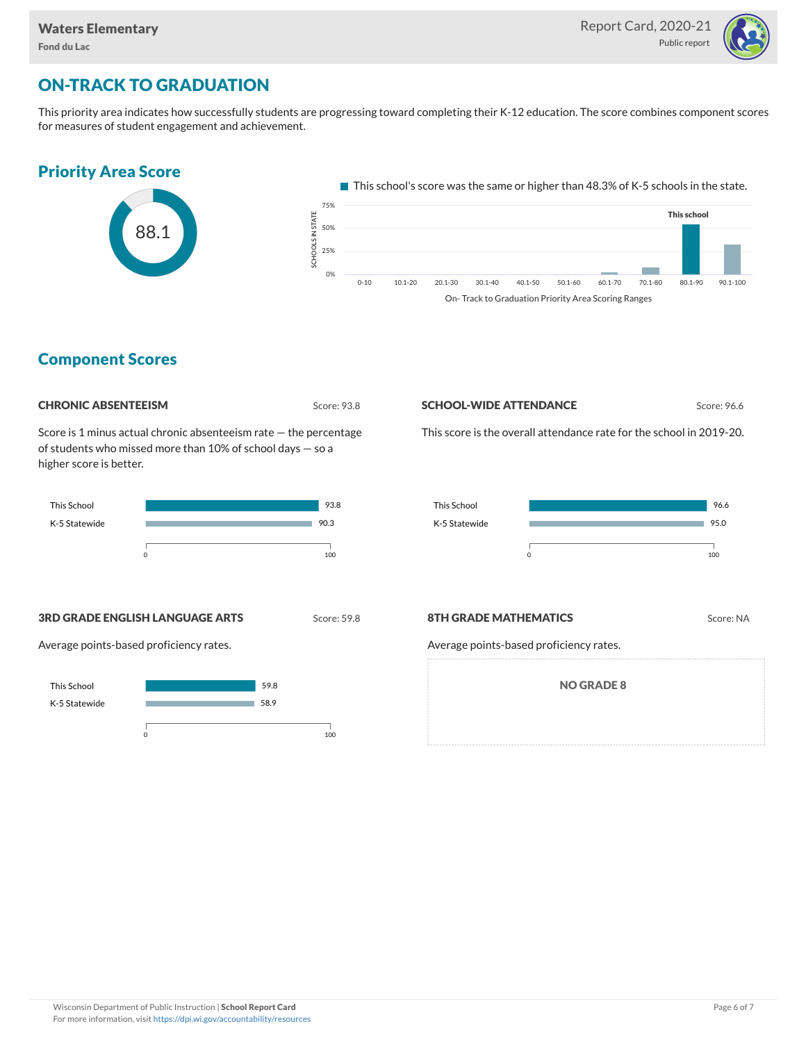## ON-TRACK TO GRADUATION

This priority area indicates how successfully students are progressing toward completing their K-12 education. The score combines component scores for measures of student engagement and achievement.

### Priority Area Score

88.1

This school's score was the same or higher than 48.3% of K-5 schools in the state.

On- Track to Graduation Priority Area Scoring Ranges

### Component Scores

#### CHRONIC ABSENTEEISM

Score: 93.8

Score is 1 minus actual chronic absenteeism rate — the percentage of students who missed more than 10% of school days — so a higher score is better.

| | Score |
|---|---|
| This School | 93.8 |
| K-5 Statewide | 90.3 |

#### SCHOOL-WIDE ATTENDANCE

Score: 96.6

This score is the overall attendance rate for the school in 2019-20.

| | Score |
|---|---|
| This School | 96.6 |
| K-5 Statewide | 95.0 |

#### 3RD GRADE ENGLISH LANGUAGE ARTS

Score: 59.8

Average points-based proficiency rates.

| | Score |
|---|---|
| This School | 59.8 |
| K-5 Statewide | 58.9 |

#### 8TH GRADE MATHEMATICS

Score: NA

Average points-based proficiency rates.

NO GRADE 8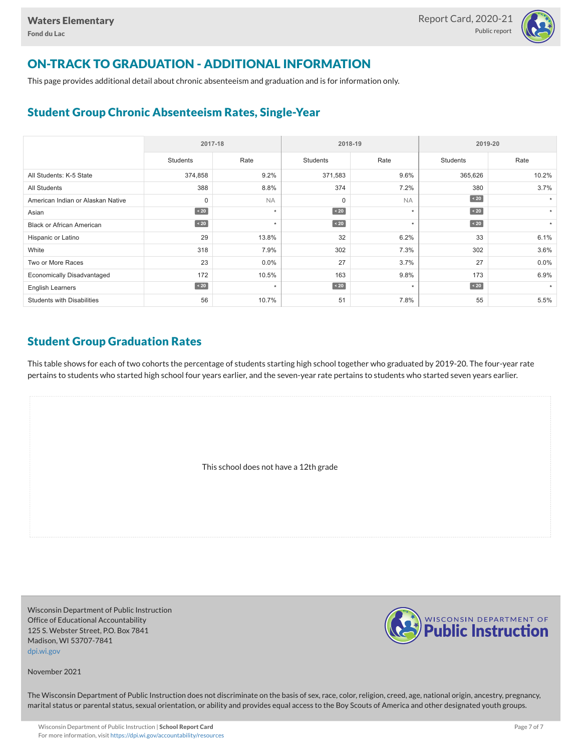# ON-TRACK TO GRADUATION - ADDITIONAL INFORMATION

This page provides additional detail about chronic absenteeism and graduation and is for information only.

## Student Group Chronic Absenteeism Rates, Single-Year

| | 2017-18 | | 2018-19 | | 2019-20 | |
|---|---|---|---|---|---|---|
| | Students | Rate | Students | Rate | Students | Rate |
| All Students: K-5 State | 374,858 | 9.2% | 371,583 | 9.6% | 365,626 | 10.2% |
| All Students | 388 | 8.8% | 374 | 7.2% | 380 | 3.7% |
| American Indian or Alaskan Native | 0 | NA | 0 | NA | < 20 | * |
| Asian | < 20 | * | < 20 | * | < 20 | * |
| Black or African American | < 20 | * | < 20 | * | < 20 | * |
| Hispanic or Latino | 29 | 13.8% | 32 | 6.2% | 33 | 6.1% |
| White | 318 | 7.9% | 302 | 7.3% | 302 | 3.6% |
| Two or More Races | 23 | 0.0% | 27 | 3.7% | 27 | 0.0% |
| Economically Disadvantaged | 172 | 10.5% | 163 | 9.8% | 173 | 6.9% |
| English Learners | < 20 | * | < 20 | * | < 20 | * |
| Students with Disabilities | 56 | 10.7% | 51 | 7.8% | 55 | 5.5% |

## Student Group Graduation Rates

This table shows for each of two cohorts the percentage of students starting high school together who graduated by 2019-20. The four-year rate pertains to students who started high school four years earlier, and the seven-year rate pertains to students who started seven years earlier.

This school does not have a 12th grade

Wisconsin Department of Public Instruction
Office of Educational Accountability
125 S. Webster Street, P.O. Box 7841
Madison, WI 53707-7841
dpi.wi.gov

November 2021

The Wisconsin Department of Public Instruction does not discriminate on the basis of sex, race, color, religion, creed, age, national origin, ancestry, pregnancy, marital status or parental status, sexual orientation, or ability and provides equal access to the Boy Scouts of America and other designated youth groups.